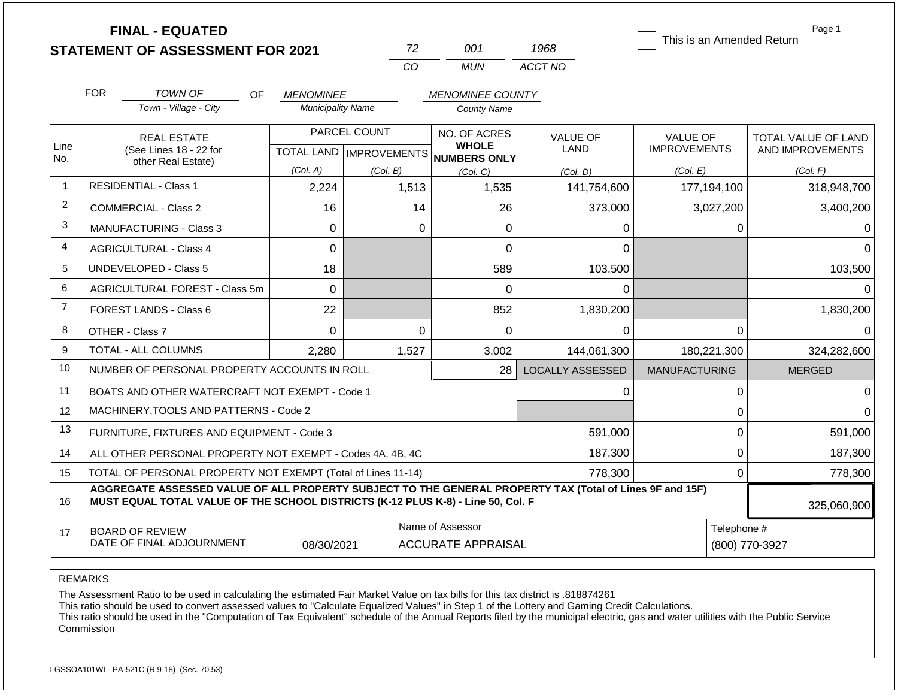# FINAL - EQUATED
# STATEMENT OF ASSESSMENT FOR 2021

| 72 | 001 | 1968 |
|---|---|---|
| CO | MUN | ACCT NO |

☐ This is an Amended Return

FOR *TOWN OF* (Town - Village - City) OF *MENOMINEE* (Municipality Name) *MENOMINEE COUNTY* (County Name)

| Line No. | REAL ESTATE (See Lines 18 - 22 for other Real Estate) | PARCEL COUNT TOTAL LAND (Col. A) | PARCEL COUNT IMPROVEMENTS (Col. B) | NO. OF ACRES WHOLE NUMBERS ONLY (Col. C) | VALUE OF LAND (Col. D) | VALUE OF IMPROVEMENTS (Col. E) | TOTAL VALUE OF LAND AND IMPROVEMENTS (Col. F) |
|---|---|---|---|---|---|---|---|
| 1 | RESIDENTIAL - Class 1 | 2,224 | 1,513 | 1,535 | 141,754,600 | 177,194,100 | 318,948,700 |
| 2 | COMMERCIAL - Class 2 | 16 | 14 | 26 | 373,000 | 3,027,200 | 3,400,200 |
| 3 | MANUFACTURING - Class 3 | 0 | 0 | 0 | 0 | 0 | 0 |
| 4 | AGRICULTURAL - Class 4 | 0 | | 0 | 0 | | 0 |
| 5 | UNDEVELOPED - Class 5 | 18 | | 589 | 103,500 | | 103,500 |
| 6 | AGRICULTURAL FOREST - Class 5m | 0 | | 0 | 0 | | 0 |
| 7 | FOREST LANDS - Class 6 | 22 | | 852 | 1,830,200 | | 1,830,200 |
| 8 | OTHER - Class 7 | 0 | 0 | 0 | 0 | 0 | 0 |
| 9 | TOTAL - ALL COLUMNS | 2,280 | 1,527 | 3,002 | 144,061,300 | 180,221,300 | 324,282,600 |
| 10 | NUMBER OF PERSONAL PROPERTY ACCOUNTS IN ROLL | | | 28 | LOCALLY ASSESSED | MANUFACTURING | MERGED |
| 11 | BOATS AND OTHER WATERCRAFT NOT EXEMPT - Code 1 | | | | 0 | 0 | 0 |
| 12 | MACHINERY,TOOLS AND PATTERNS - Code 2 | | | | | 0 | 0 |
| 13 | FURNITURE, FIXTURES AND EQUIPMENT - Code 3 | | | | 591,000 | 0 | 591,000 |
| 14 | ALL OTHER PERSONAL PROPERTY NOT EXEMPT - Codes 4A, 4B, 4C | | | | 187,300 | 0 | 187,300 |
| 15 | TOTAL OF PERSONAL PROPERTY NOT EXEMPT (Total of Lines 11-14) | | | | 778,300 | 0 | 778,300 |
| 16 | **AGGREGATE ASSESSED VALUE OF ALL PROPERTY SUBJECT TO THE GENERAL PROPERTY TAX (Total of Lines 9F and 15F) MUST EQUAL TOTAL VALUE OF THE SCHOOL DISTRICTS (K-12 PLUS K-8) - Line 50, Col. F** | | | | | | 325,060,900 |
| 17 | BOARD OF REVIEW DATE OF FINAL ADJOURNMENT | 08/30/2021 | | Name of Assessor: ACCURATE APPRAISAL | | | Telephone #: (800) 770-3927 |

REMARKS

The Assessment Ratio to be used in calculating the estimated Fair Market Value on tax bills for this tax district is .818874261
This ratio should be used to convert assessed values to "Calculate Equalized Values" in Step 1 of the Lottery and Gaming Credit Calculations.
This ratio should be used in the "Computation of Tax Equivalent" schedule of the Annual Reports filed by the municipal electric, gas and water utilities with the Public Service Commission

LGSSOA101WI - PA-521C (R.9-18) (Sec. 70.53)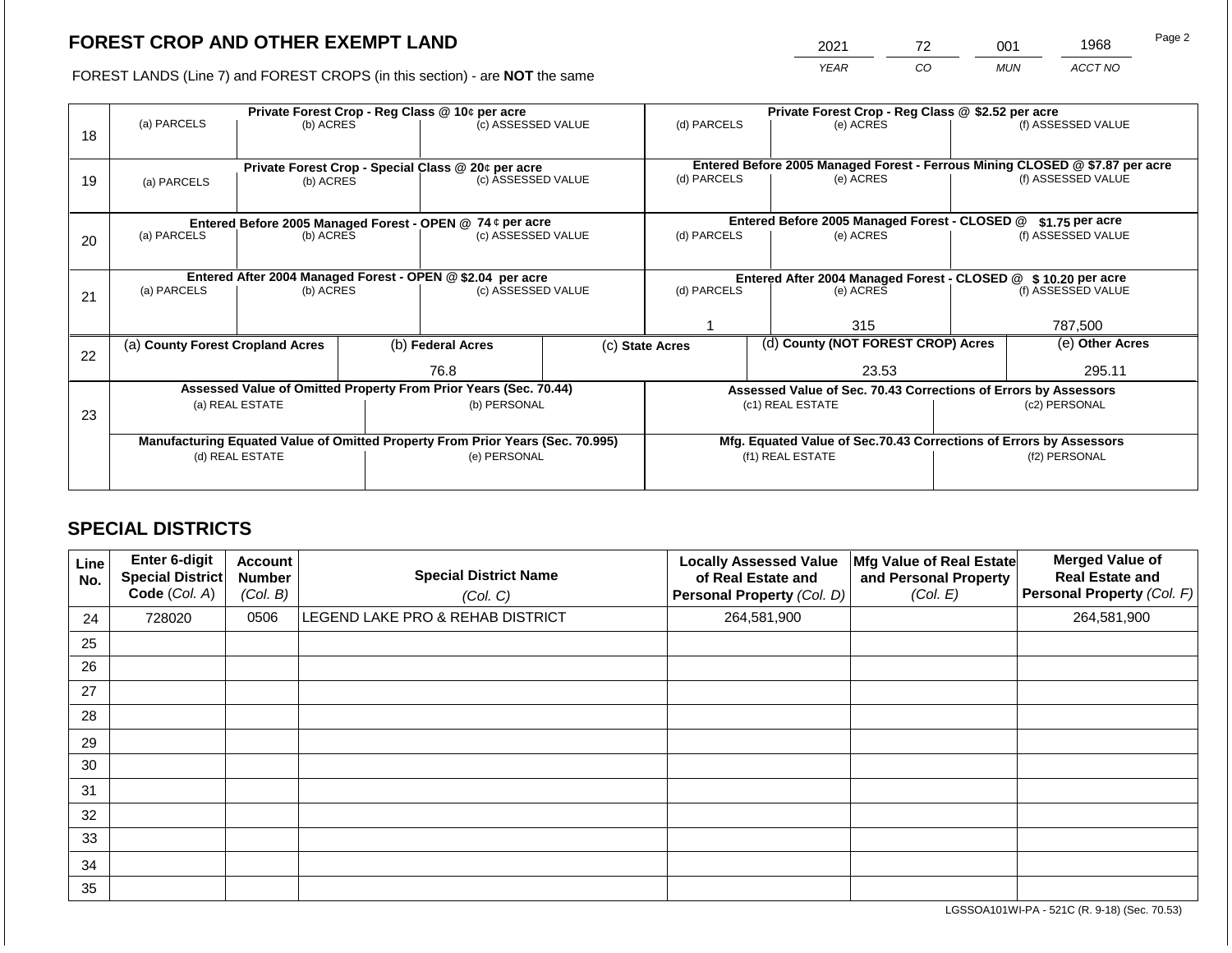## FOREST CROP AND OTHER EXEMPT LAND

FOREST LANDS (Line 7) and FOREST CROPS (in this section) - are **NOT** the same

| YEAR | CO | MUN | ACCT NO |
|---|---|---|---|
| 2021 | 72 | 001 | 1968 |

| Line | Private Forest Crop - Reg Class @ 10¢ per acre | | | Private Forest Crop - Reg Class @ $2.52 per acre | | |
|---|---|---|---|---|---|---|
| | (a) PARCELS | (b) ACRES | (c) ASSESSED VALUE | (d) PARCELS | (e) ACRES | (f) ASSESSED VALUE |
| 18 | | | | | | |
| | **Private Forest Crop - Special Class @ 20¢ per acre** | | | **Entered Before 2005 Managed Forest - Ferrous Mining CLOSED @ $7.87 per acre** | | |
| | (a) PARCELS | (b) ACRES | (c) ASSESSED VALUE | (d) PARCELS | (e) ACRES | (f) ASSESSED VALUE |
| 19 | | | | | | |
| | **Entered Before 2005 Managed Forest - OPEN @ 74 ¢ per acre** | | | **Entered Before 2005 Managed Forest - CLOSED @ $1.75 per acre** | | |
| | (a) PARCELS | (b) ACRES | (c) ASSESSED VALUE | (d) PARCELS | (e) ACRES | (f) ASSESSED VALUE |
| 20 | | | | | | |
| | **Entered After 2004 Managed Forest - OPEN @ $2.04 per acre** | | | **Entered After 2004 Managed Forest - CLOSED @ $ 10.20 per acre** | | |
| | (a) PARCELS | (b) ACRES | (c) ASSESSED VALUE | (d) PARCELS | (e) ACRES | (f) ASSESSED VALUE |
| 21 | | | | 1 | 315 | 787,500 |

| Line | (a) County Forest Cropland Acres | (b) Federal Acres | (c) State Acres | (d) County (NOT FOREST CROP) Acres | (e) Other Acres |
|---|---|---|---|---|---|
| 22 | | 76.8 | | 23.53 | 295.11 |

| Line | Assessed Value of Omitted Property From Prior Years (Sec. 70.44) | | Assessed Value of Sec. 70.43 Corrections of Errors by Assessors | |
|---|---|---|---|---|
| | (a) REAL ESTATE | (b) PERSONAL | (c1) REAL ESTATE | (c2) PERSONAL |
| 23 | | | | |
| | **Manufacturing Equated Value of Omitted Property From Prior Years (Sec. 70.995)** | | **Mfg. Equated Value of Sec.70.43 Corrections of Errors by Assessors** | |
| | (d) REAL ESTATE | (e) PERSONAL | (f1) REAL ESTATE | (f2) PERSONAL |
| | | | | |

## SPECIAL DISTRICTS

| Line No. | Enter 6-digit Special District Code (Col. A) | Account Number (Col. B) | Special District Name (Col. C) | Locally Assessed Value of Real Estate and Personal Property (Col. D) | Mfg Value of Real Estate and Personal Property (Col. E) | Merged Value of Real Estate and Personal Property (Col. F) |
|---|---|---|---|---|---|---|
| 24 | 728020 | 0506 | LEGEND LAKE PRO & REHAB DISTRICT | 264,581,900 | | 264,581,900 |
| 25 | | | | | | |
| 26 | | | | | | |
| 27 | | | | | | |
| 28 | | | | | | |
| 29 | | | | | | |
| 30 | | | | | | |
| 31 | | | | | | |
| 32 | | | | | | |
| 33 | | | | | | |
| 34 | | | | | | |
| 35 | | | | | | |

LGSSOA101WI-PA - 521C (R. 9-18) (Sec. 70.53)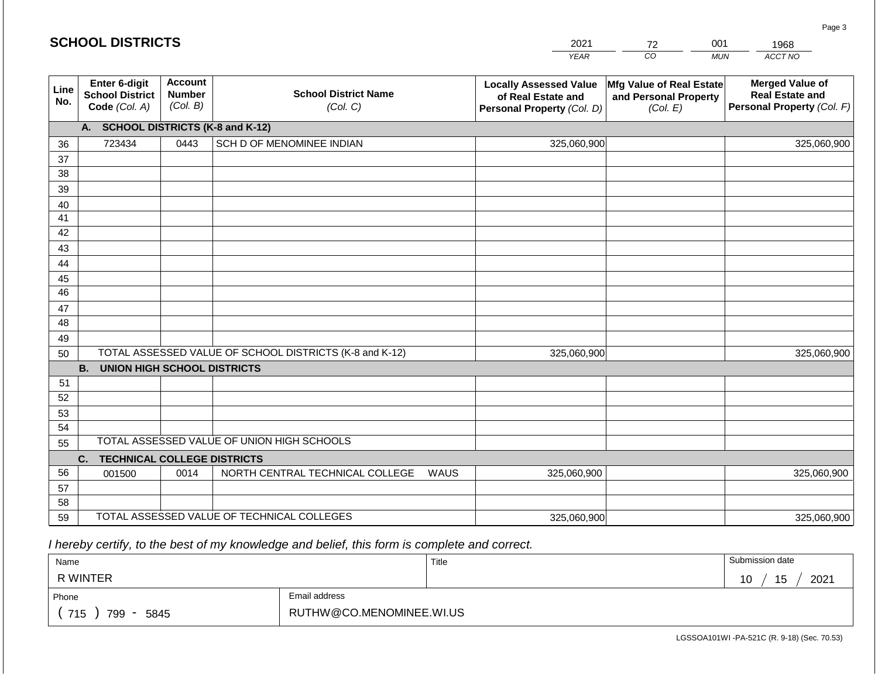## SCHOOL DISTRICTS

| 2021 | 72 | 001 | 1968 |
|---|---|---|---|
| *YEAR* | *CO* | *MUN* | *ACCT NO* |

| Line No. | Enter 6-digit School District Code *(Col. A)* | Account Number *(Col. B)* | School District Name *(Col. C)* | Locally Assessed Value of Real Estate and Personal Property *(Col. D)* | Mfg Value of Real Estate and Personal Property *(Col. E)* | Merged Value of Real Estate and Personal Property *(Col. F)* |
|---|---|---|---|---|---|---|
| | **A. SCHOOL DISTRICTS (K-8 and K-12)** | | | | | |
| 36 | 723434 | 0443 | SCH D OF MENOMINEE INDIAN | 325,060,900 | | 325,060,900 |
| 37 | | | | | | |
| 38 | | | | | | |
| 39 | | | | | | |
| 40 | | | | | | |
| 41 | | | | | | |
| 42 | | | | | | |
| 43 | | | | | | |
| 44 | | | | | | |
| 45 | | | | | | |
| 46 | | | | | | |
| 47 | | | | | | |
| 48 | | | | | | |
| 49 | | | | | | |
| 50 | TOTAL ASSESSED VALUE OF SCHOOL DISTRICTS (K-8 and K-12) | | | 325,060,900 | | 325,060,900 |
| | **B. UNION HIGH SCHOOL DISTRICTS** | | | | | |
| 51 | | | | | | |
| 52 | | | | | | |
| 53 | | | | | | |
| 54 | | | | | | |
| 55 | TOTAL ASSESSED VALUE OF UNION HIGH SCHOOLS | | | | | |
| | **C. TECHNICAL COLLEGE DISTRICTS** | | | | | |
| 56 | 001500 | 0014 | NORTH CENTRAL TECHNICAL COLLEGE WAUS | 325,060,900 | | 325,060,900 |
| 57 | | | | | | |
| 58 | | | | | | |
| 59 | TOTAL ASSESSED VALUE OF TECHNICAL COLLEGES | | | 325,060,900 | | 325,060,900 |

*I hereby certify, to the best of my knowledge and belief, this form is complete and correct.*

| Name | Title | Submission date |
|---|---|---|
| R WINTER | | 10 / 15 / 2021 |

| Phone | Email address |
|---|---|
| ( 715 ) 799 - 5845 | RUTHW@CO.MENOMINEE.WI.US |

LGSSOA101WI -PA-521C (R. 9-18) (Sec. 70.53)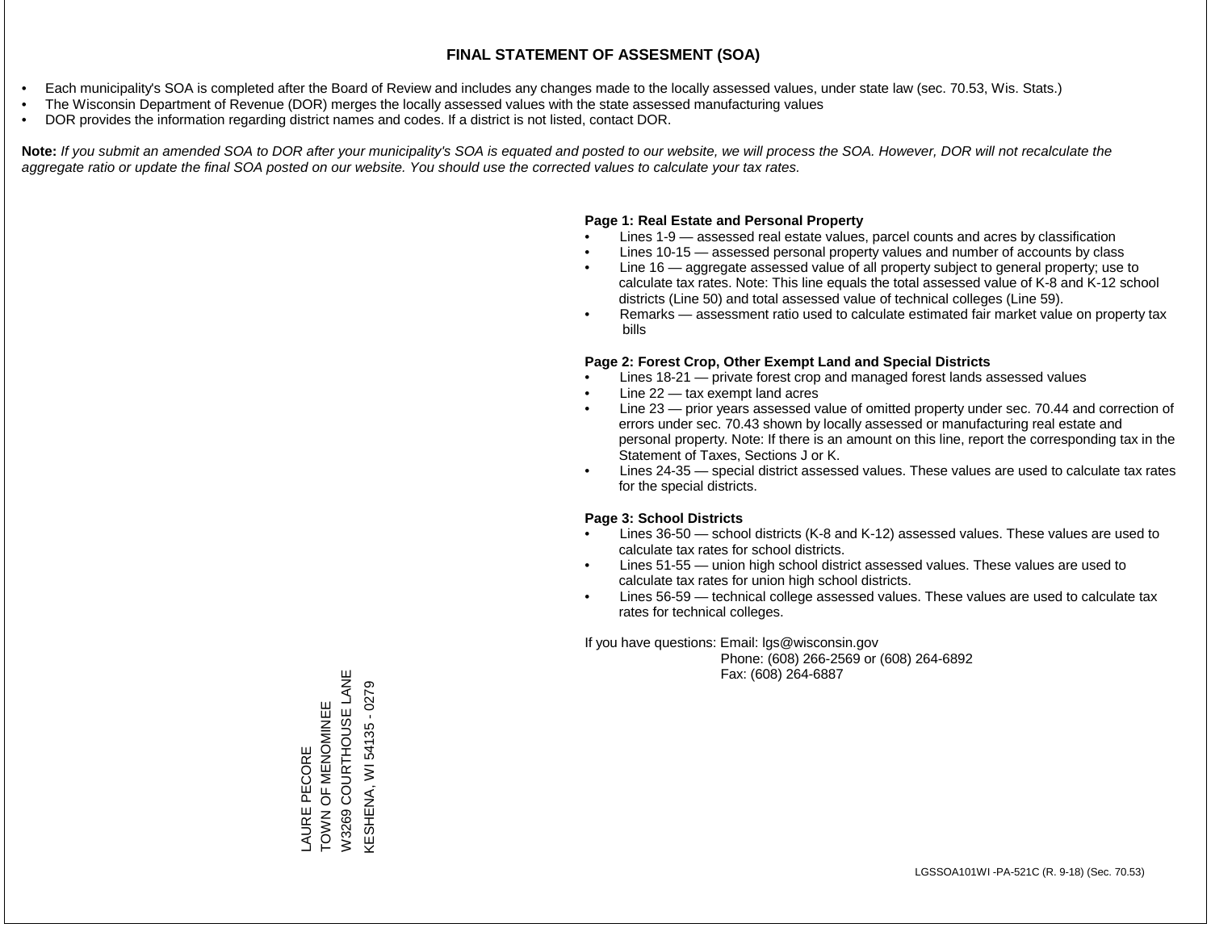# FINAL STATEMENT OF ASSESMENT (SOA)

- Each municipality's SOA is completed after the Board of Review and includes any changes made to the locally assessed values, under state law (sec. 70.53, Wis. Stats.)
- The Wisconsin Department of Revenue (DOR) merges the locally assessed values with the state assessed manufacturing values
- DOR provides the information regarding district names and codes. If a district is not listed, contact DOR.

**Note:** *If you submit an amended SOA to DOR after your municipality's SOA is equated and posted to our website, we will process the SOA. However, DOR will not recalculate the aggregate ratio or update the final SOA posted on our website. You should use the corrected values to calculate your tax rates.*

**Page 1: Real Estate and Personal Property**

- Lines 1-9 — assessed real estate values, parcel counts and acres by classification
- Lines 10-15 — assessed personal property values and number of accounts by class
- Line 16 — aggregate assessed value of all property subject to general property; use to calculate tax rates. Note: This line equals the total assessed value of K-8 and K-12 school districts (Line 50) and total assessed value of technical colleges (Line 59).
- Remarks — assessment ratio used to calculate estimated fair market value on property tax bills

**Page 2: Forest Crop, Other Exempt Land and Special Districts**

- Lines 18-21 — private forest crop and managed forest lands assessed values
- Line 22 — tax exempt land acres
- Line 23 — prior years assessed value of omitted property under sec. 70.44 and correction of errors under sec. 70.43 shown by locally assessed or manufacturing real estate and personal property. Note: If there is an amount on this line, report the corresponding tax in the Statement of Taxes, Sections J or K.
- Lines 24-35 — special district assessed values. These values are used to calculate tax rates for the special districts.

**Page 3: School Districts**

- Lines 36-50 — school districts (K-8 and K-12) assessed values. These values are used to calculate tax rates for school districts.
- Lines 51-55 — union high school district assessed values. These values are used to calculate tax rates for union high school districts.
- Lines 56-59 — technical college assessed values. These values are used to calculate tax rates for technical colleges.

If you have questions: Email: lgs@wisconsin.gov
Phone: (608) 266-2569 or (608) 264-6892
Fax: (608) 264-6887

LAURE PECORE
TOWN OF MENOMINEE
W3269 COURTHOUSE LANE
KESHENA, WI 54135 - 0279

LGSSOA101WI -PA-521C (R. 9-18) (Sec. 70.53)